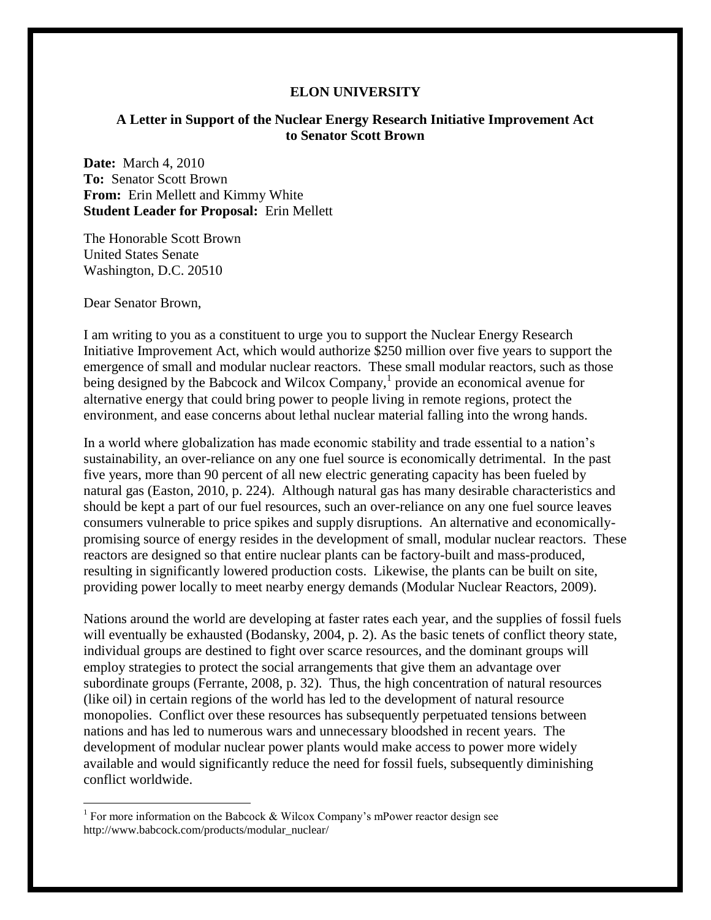# ELON UNIVERSITY

## A Letter in Support of the Nuclear Energy Research Initiative Improvement Act to Senator Scott Brown

**Date:** March 4, 2010
**To:** Senator Scott Brown
**From:** Erin Mellett and Kimmy White
**Student Leader for Proposal:** Erin Mellett

The Honorable Scott Brown
United States Senate
Washington, D.C. 20510

Dear Senator Brown,

I am writing to you as a constituent to urge you to support the Nuclear Energy Research Initiative Improvement Act, which would authorize $250 million over five years to support the emergence of small and modular nuclear reactors. These small modular reactors, such as those being designed by the Babcock and Wilcox Company,[1] provide an economical avenue for alternative energy that could bring power to people living in remote regions, protect the environment, and ease concerns about lethal nuclear material falling into the wrong hands.

In a world where globalization has made economic stability and trade essential to a nation's sustainability, an over-reliance on any one fuel source is economically detrimental. In the past five years, more than 90 percent of all new electric generating capacity has been fueled by natural gas (Easton, 2010, p. 224). Although natural gas has many desirable characteristics and should be kept a part of our fuel resources, such an over-reliance on any one fuel source leaves consumers vulnerable to price spikes and supply disruptions. An alternative and economically-promising source of energy resides in the development of small, modular nuclear reactors. These reactors are designed so that entire nuclear plants can be factory-built and mass-produced, resulting in significantly lowered production costs. Likewise, the plants can be built on site, providing power locally to meet nearby energy demands (Modular Nuclear Reactors, 2009).

Nations around the world are developing at faster rates each year, and the supplies of fossil fuels will eventually be exhausted (Bodansky, 2004, p. 2). As the basic tenets of conflict theory state, individual groups are destined to fight over scarce resources, and the dominant groups will employ strategies to protect the social arrangements that give them an advantage over subordinate groups (Ferrante, 2008, p. 32). Thus, the high concentration of natural resources (like oil) in certain regions of the world has led to the development of natural resource monopolies. Conflict over these resources has subsequently perpetuated tensions between nations and has led to numerous wars and unnecessary bloodshed in recent years. The development of modular nuclear power plants would make access to power more widely available and would significantly reduce the need for fossil fuels, subsequently diminishing conflict worldwide.

---

[1] For more information on the Babcock & Wilcox Company's mPower reactor design see http://www.babcock.com/products/modular_nuclear/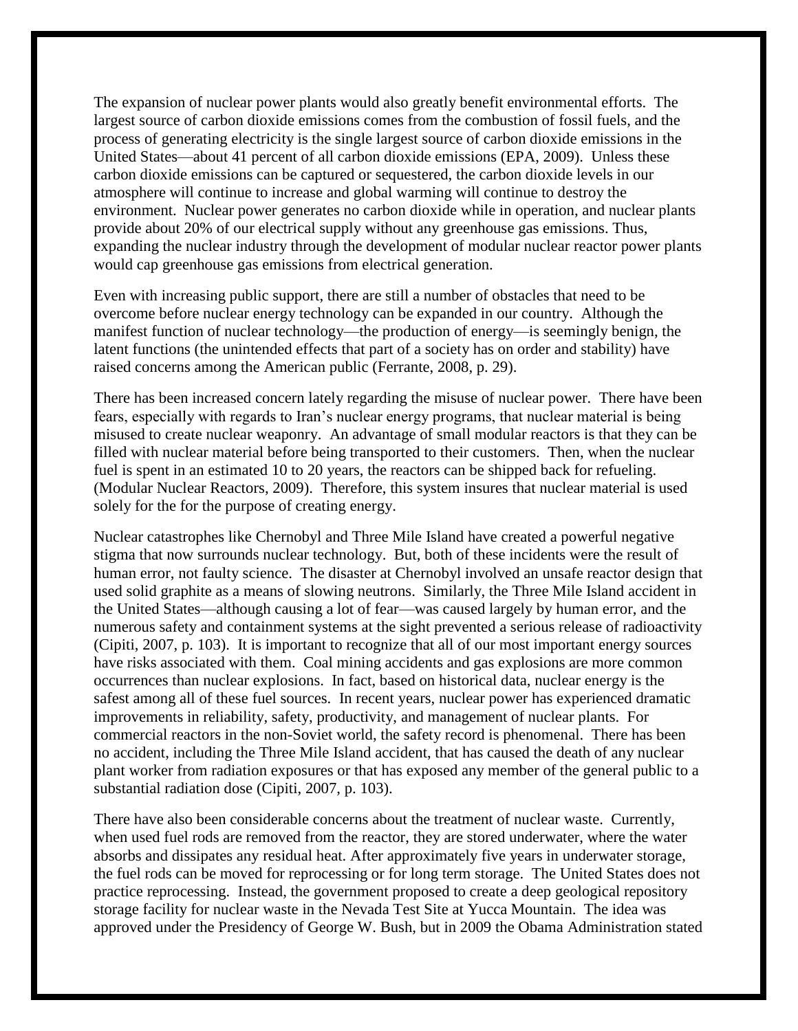The expansion of nuclear power plants would also greatly benefit environmental efforts. The largest source of carbon dioxide emissions comes from the combustion of fossil fuels, and the process of generating electricity is the single largest source of carbon dioxide emissions in the United States—about 41 percent of all carbon dioxide emissions (EPA, 2009). Unless these carbon dioxide emissions can be captured or sequestered, the carbon dioxide levels in our atmosphere will continue to increase and global warming will continue to destroy the environment. Nuclear power generates no carbon dioxide while in operation, and nuclear plants provide about 20% of our electrical supply without any greenhouse gas emissions. Thus, expanding the nuclear industry through the development of modular nuclear reactor power plants would cap greenhouse gas emissions from electrical generation.

Even with increasing public support, there are still a number of obstacles that need to be overcome before nuclear energy technology can be expanded in our country. Although the manifest function of nuclear technology—the production of energy—is seemingly benign, the latent functions (the unintended effects that part of a society has on order and stability) have raised concerns among the American public (Ferrante, 2008, p. 29).

There has been increased concern lately regarding the misuse of nuclear power. There have been fears, especially with regards to Iran's nuclear energy programs, that nuclear material is being misused to create nuclear weaponry. An advantage of small modular reactors is that they can be filled with nuclear material before being transported to their customers. Then, when the nuclear fuel is spent in an estimated 10 to 20 years, the reactors can be shipped back for refueling. (Modular Nuclear Reactors, 2009). Therefore, this system insures that nuclear material is used solely for the for the purpose of creating energy.

Nuclear catastrophes like Chernobyl and Three Mile Island have created a powerful negative stigma that now surrounds nuclear technology. But, both of these incidents were the result of human error, not faulty science. The disaster at Chernobyl involved an unsafe reactor design that used solid graphite as a means of slowing neutrons. Similarly, the Three Mile Island accident in the United States—although causing a lot of fear—was caused largely by human error, and the numerous safety and containment systems at the sight prevented a serious release of radioactivity (Cipiti, 2007, p. 103). It is important to recognize that all of our most important energy sources have risks associated with them. Coal mining accidents and gas explosions are more common occurrences than nuclear explosions. In fact, based on historical data, nuclear energy is the safest among all of these fuel sources. In recent years, nuclear power has experienced dramatic improvements in reliability, safety, productivity, and management of nuclear plants. For commercial reactors in the non-Soviet world, the safety record is phenomenal. There has been no accident, including the Three Mile Island accident, that has caused the death of any nuclear plant worker from radiation exposures or that has exposed any member of the general public to a substantial radiation dose (Cipiti, 2007, p. 103).

There have also been considerable concerns about the treatment of nuclear waste. Currently, when used fuel rods are removed from the reactor, they are stored underwater, where the water absorbs and dissipates any residual heat. After approximately five years in underwater storage, the fuel rods can be moved for reprocessing or for long term storage. The United States does not practice reprocessing. Instead, the government proposed to create a deep geological repository storage facility for nuclear waste in the Nevada Test Site at Yucca Mountain. The idea was approved under the Presidency of George W. Bush, but in 2009 the Obama Administration stated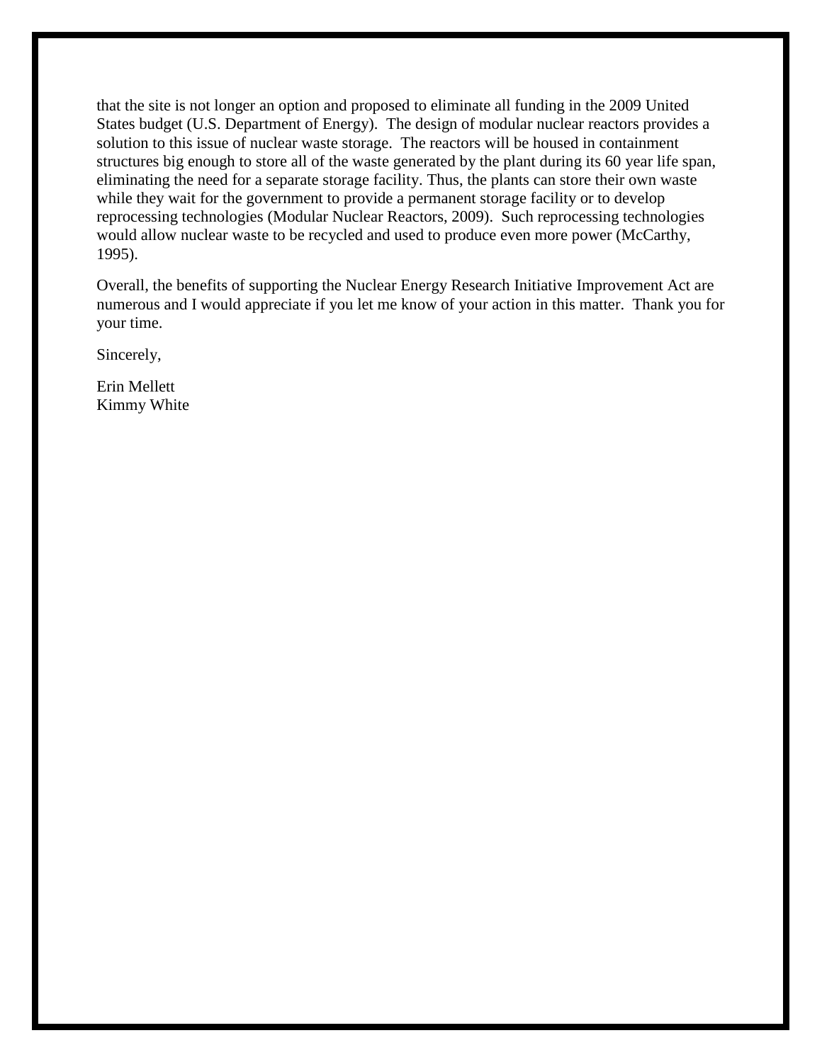that the site is not longer an option and proposed to eliminate all funding in the 2009 United States budget (U.S. Department of Energy). The design of modular nuclear reactors provides a solution to this issue of nuclear waste storage. The reactors will be housed in containment structures big enough to store all of the waste generated by the plant during its 60 year life span, eliminating the need for a separate storage facility. Thus, the plants can store their own waste while they wait for the government to provide a permanent storage facility or to develop reprocessing technologies (Modular Nuclear Reactors, 2009). Such reprocessing technologies would allow nuclear waste to be recycled and used to produce even more power (McCarthy, 1995).

Overall, the benefits of supporting the Nuclear Energy Research Initiative Improvement Act are numerous and I would appreciate if you let me know of your action in this matter. Thank you for your time.

Sincerely,

Erin Mellett  
Kimmy White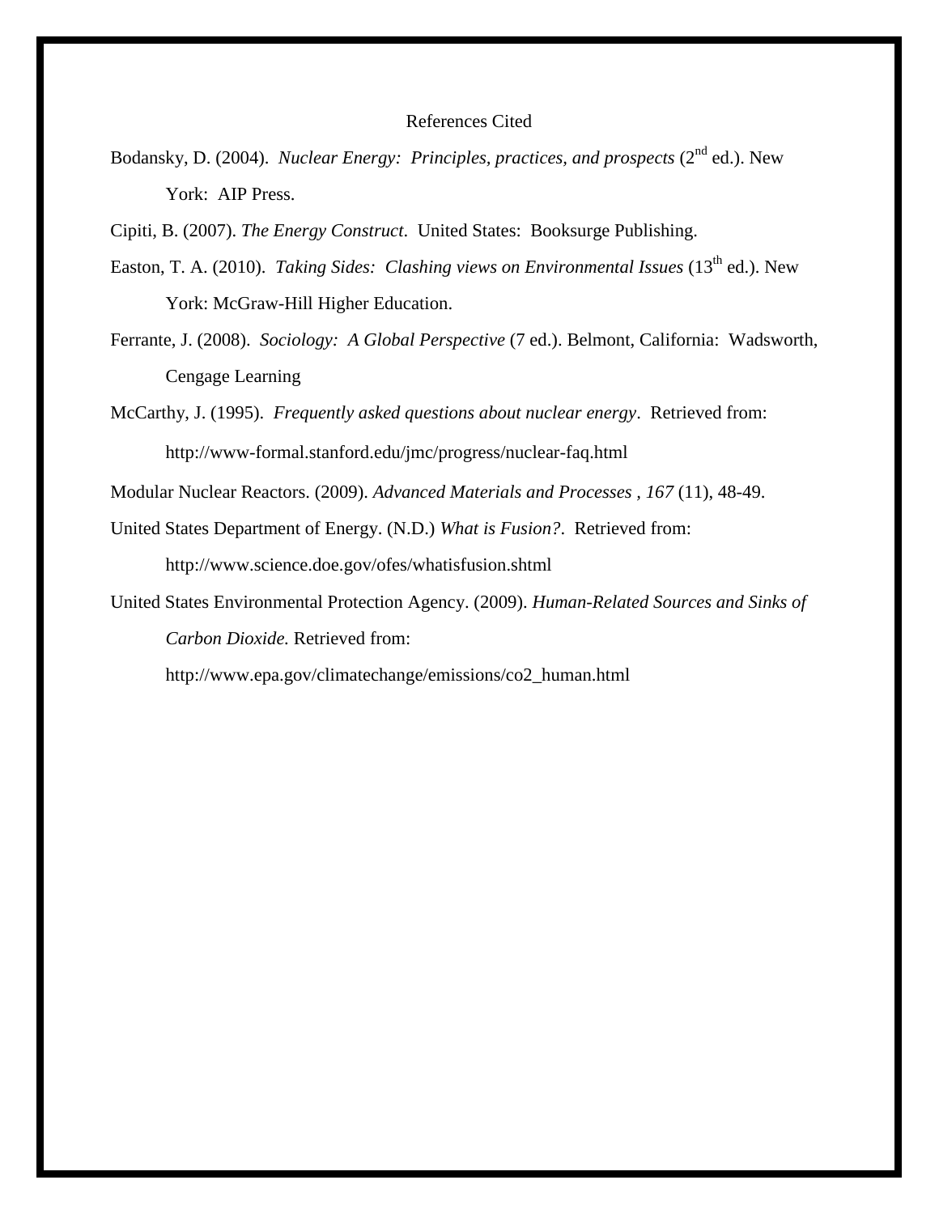# References Cited

Bodansky, D. (2004). *Nuclear Energy: Principles, practices, and prospects* (2nd ed.). New York: AIP Press.

Cipiti, B. (2007). *The Energy Construct*. United States: Booksurge Publishing.

Easton, T. A. (2010). *Taking Sides: Clashing views on Environmental Issues* (13th ed.). New York: McGraw-Hill Higher Education.

Ferrante, J. (2008). *Sociology: A Global Perspective* (7 ed.). Belmont, California: Wadsworth, Cengage Learning

McCarthy, J. (1995). *Frequently asked questions about nuclear energy*. Retrieved from: http://www-formal.stanford.edu/jmc/progress/nuclear-faq.html

Modular Nuclear Reactors. (2009). *Advanced Materials and Processes , 167* (11), 48-49.

United States Department of Energy. (N.D.) *What is Fusion?*. Retrieved from: http://www.science.doe.gov/ofes/whatisfusion.shtml

United States Environmental Protection Agency. (2009). *Human-Related Sources and Sinks of Carbon Dioxide.* Retrieved from: http://www.epa.gov/climatechange/emissions/co2_human.html